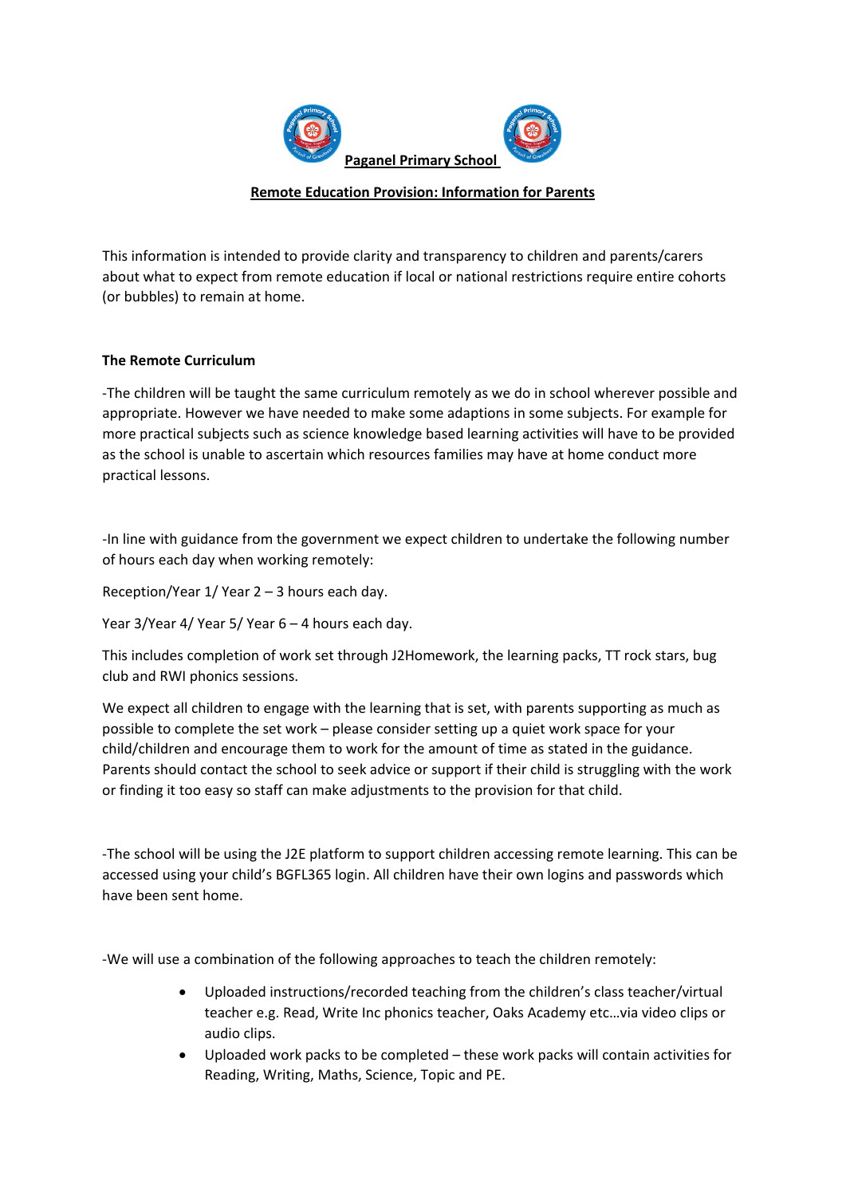# Paganel Primary School

## Remote Education Provision: Information for Parents

This information is intended to provide clarity and transparency to children and parents/carers about what to expect from remote education if local or national restrictions require entire cohorts (or bubbles) to remain at home.

**The Remote Curriculum**

-The children will be taught the same curriculum remotely as we do in school wherever possible and appropriate. However we have needed to make some adaptions in some subjects. For example for more practical subjects such as science knowledge based learning activities will have to be provided as the school is unable to ascertain which resources families may have at home conduct more practical lessons.

-In line with guidance from the government we expect children to undertake the following number of hours each day when working remotely:

Reception/Year 1/ Year 2 – 3 hours each day.

Year 3/Year 4/ Year 5/ Year 6 – 4 hours each day.

This includes completion of work set through J2Homework, the learning packs, TT rock stars, bug club and RWI phonics sessions.

We expect all children to engage with the learning that is set, with parents supporting as much as possible to complete the set work – please consider setting up a quiet work space for your child/children and encourage them to work for the amount of time as stated in the guidance. Parents should contact the school to seek advice or support if their child is struggling with the work or finding it too easy so staff can make adjustments to the provision for that child.

-The school will be using the J2E platform to support children accessing remote learning. This can be accessed using your child's BGFL365 login. All children have their own logins and passwords which have been sent home.

-We will use a combination of the following approaches to teach the children remotely:

- Uploaded instructions/recorded teaching from the children's class teacher/virtual teacher e.g. Read, Write Inc phonics teacher, Oaks Academy etc…via video clips or audio clips.
- Uploaded work packs to be completed – these work packs will contain activities for Reading, Writing, Maths, Science, Topic and PE.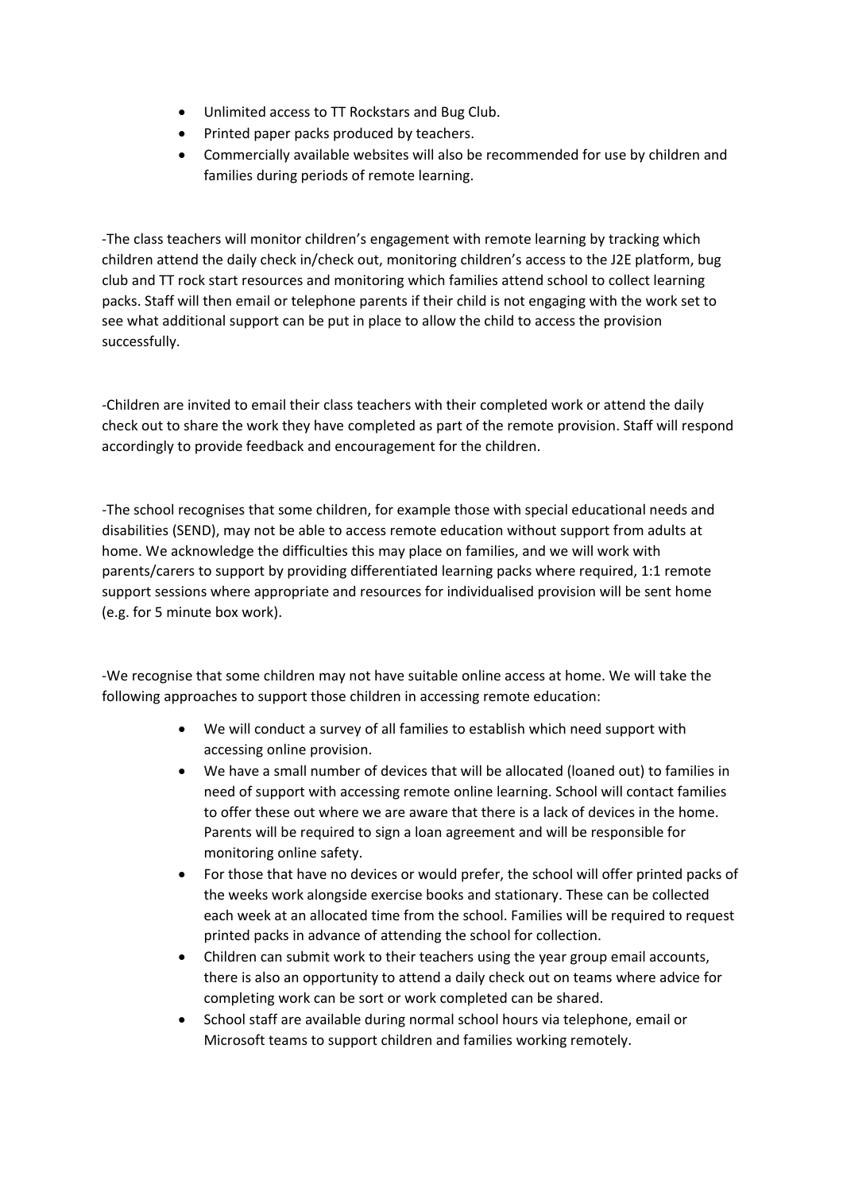- Unlimited access to TT Rockstars and Bug Club.
- Printed paper packs produced by teachers.
- Commercially available websites will also be recommended for use by children and families during periods of remote learning.

-The class teachers will monitor children's engagement with remote learning by tracking which children attend the daily check in/check out, monitoring children's access to the J2E platform, bug club and TT rock start resources and monitoring which families attend school to collect learning packs. Staff will then email or telephone parents if their child is not engaging with the work set to see what additional support can be put in place to allow the child to access the provision successfully.

-Children are invited to email their class teachers with their completed work or attend the daily check out to share the work they have completed as part of the remote provision. Staff will respond accordingly to provide feedback and encouragement for the children.

-The school recognises that some children, for example those with special educational needs and disabilities (SEND), may not be able to access remote education without support from adults at home. We acknowledge the difficulties this may place on families, and we will work with parents/carers to support by providing differentiated learning packs where required, 1:1 remote support sessions where appropriate and resources for individualised provision will be sent home (e.g. for 5 minute box work).

-We recognise that some children may not have suitable online access at home. We will take the following approaches to support those children in accessing remote education:

- We will conduct a survey of all families to establish which need support with accessing online provision.
- We have a small number of devices that will be allocated (loaned out) to families in need of support with accessing remote online learning. School will contact families to offer these out where we are aware that there is a lack of devices in the home. Parents will be required to sign a loan agreement and will be responsible for monitoring online safety.
- For those that have no devices or would prefer, the school will offer printed packs of the weeks work alongside exercise books and stationary. These can be collected each week at an allocated time from the school. Families will be required to request printed packs in advance of attending the school for collection.
- Children can submit work to their teachers using the year group email accounts, there is also an opportunity to attend a daily check out on teams where advice for completing work can be sort or work completed can be shared.
- School staff are available during normal school hours via telephone, email or Microsoft teams to support children and families working remotely.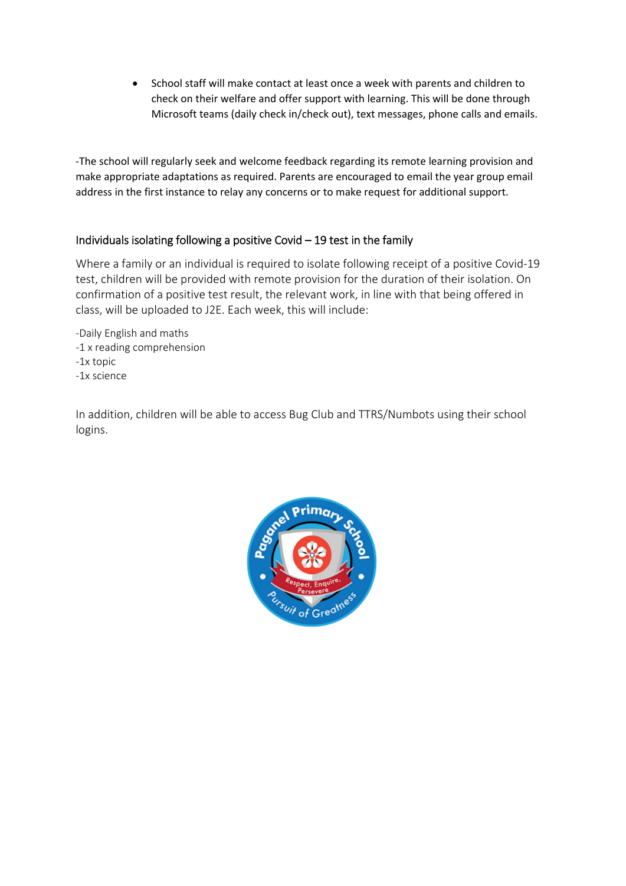- School staff will make contact at least once a week with parents and children to check on their welfare and offer support with learning. This will be done through Microsoft teams (daily check in/check out), text messages, phone calls and emails.

-The school will regularly seek and welcome feedback regarding its remote learning provision and make appropriate adaptations as required. Parents are encouraged to email the year group email address in the first instance to relay any concerns or to make request for additional support.

### Individuals isolating following a positive Covid – 19 test in the family

Where a family or an individual is required to isolate following receipt of a positive Covid-19 test, children will be provided with remote provision for the duration of their isolation. On confirmation of a positive test result, the relevant work, in line with that being offered in class, will be uploaded to J2E. Each week, this will include:

-Daily English and maths
-1 x reading comprehension
-1x topic
-1x science

In addition, children will be able to access Bug Club and TTRS/Numbots using their school logins.